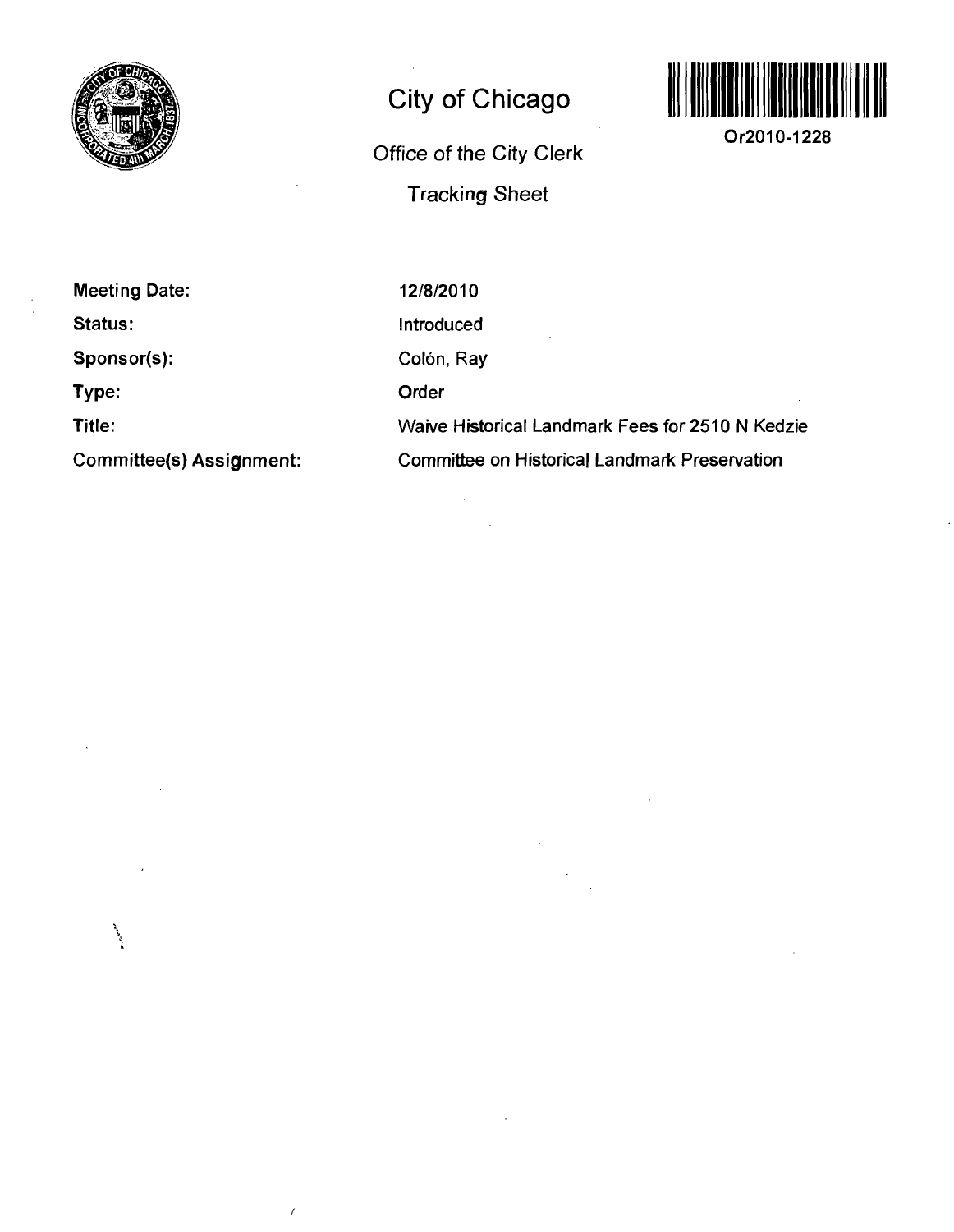# City of Chicago

Office of the City Clerk

Tracking Sheet

Or2010-1228

| | |
|---|---|
| **Meeting Date:** | 12/8/2010 |
| **Status:** | Introduced |
| **Sponsor(s):** | Colón, Ray |
| **Type:** | Order |
| **Title:** | Waive Historical Landmark Fees for 2510 N Kedzie |
| **Committee(s) Assignment:** | Committee on Historical Landmark Preservation |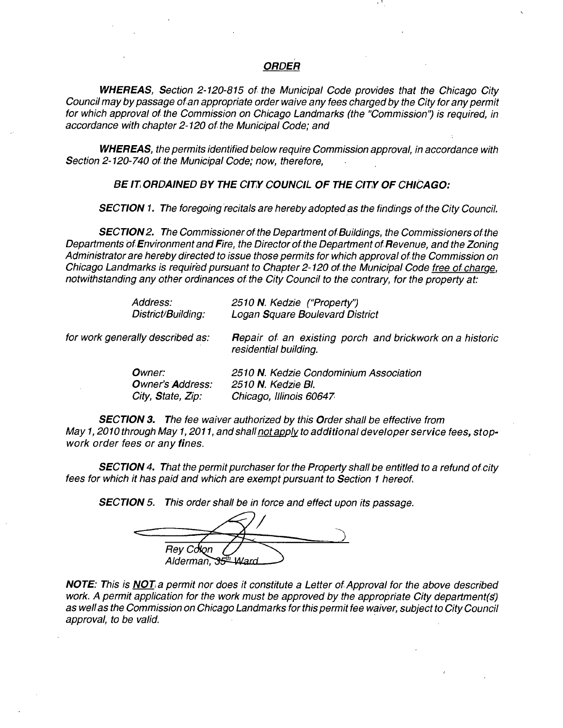## ORDER

*WHEREAS, Section 2-120-815 of the Municipal Code provides that the Chicago City Council may by passage of an appropriate order waive any fees charged by the City for any permit for which approval of the Commission on Chicago Landmarks (the "Commission") is required, in accordance with chapter 2-120 of the Municipal Code; and*

*WHEREAS, the permits identified below require Commission approval, in accordance with Section 2-120-740 of the Municipal Code; now, therefore,*

***BE IT ORDAINED BY THE CITY COUNCIL OF THE CITY OF CHICAGO:***

***SECTION 1.** The foregoing recitals are hereby adopted as the findings of the City Council.*

***SECTION 2.** The Commissioner of the Department of Buildings, the Commissioners of the Departments of Environment and Fire, the Director of the Department of Revenue, and the Zoning Administrator are hereby directed to issue those permits for which approval of the Commission on Chicago Landmarks is required pursuant to Chapter 2-120 of the Municipal Code free of charge, notwithstanding any other ordinances of the City Council to the contrary, for the property at:*

| | |
|---|---|
| *Address:* | *2510 N. Kedzie ("Property")* |
| *District/Building:* | *Logan Square Boulevard District* |
| *for work generally described as:* | *Repair of an existing porch and brickwork on a historic residential building.* |
| *Owner:* | *2510 N. Kedzie Condominium Association* |
| *Owner's Address:* | *2510 N. Kedzie Bl.* |
| *City, State, Zip:* | *Chicago, Illinois 60647* |

***SECTION 3.** The fee waiver authorized by this Order shall be effective from May 1, 2010 through May 1, 2011, and shall not apply to additional developer service fees, stop-work order fees or any fines.*

***SECTION 4.** That the permit purchaser for the Property shall be entitled to a refund of city fees for which it has paid and which are exempt pursuant to Section 1 hereof.*

***SECTION 5.** This order shall be in force and effect upon its passage.*

*Rey Colon*
*Alderman, 35th Ward*

***NOTE:** This is **NOT** a permit nor does it constitute a Letter of Approval for the above described work. A permit application for the work must be approved by the appropriate City department(s) as well as the Commission on Chicago Landmarks for this permit fee waiver, subject to City Council approval, to be valid.*